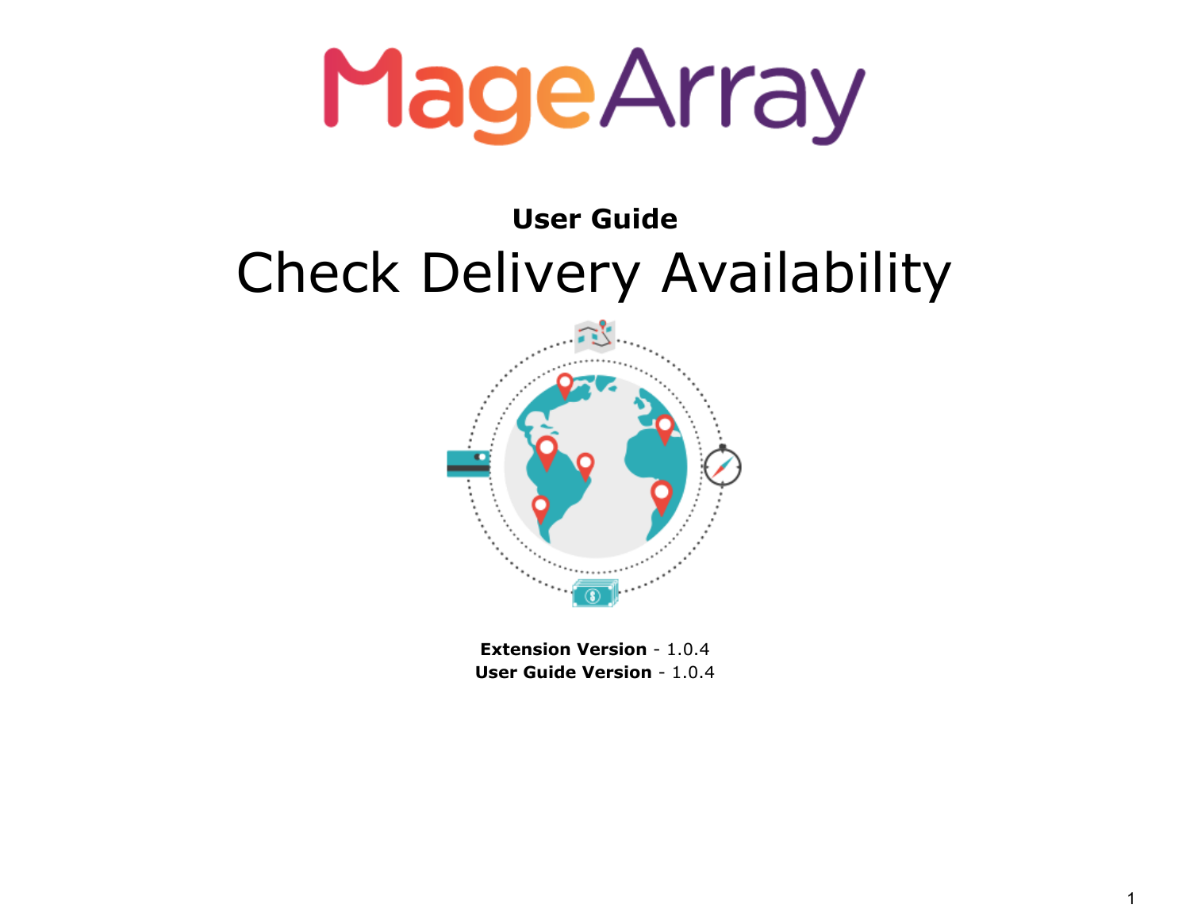# MageArray

## User Guide

# Check Delivery Availability

**Extension Version** - 1.0.4
**User Guide Version** - 1.0.4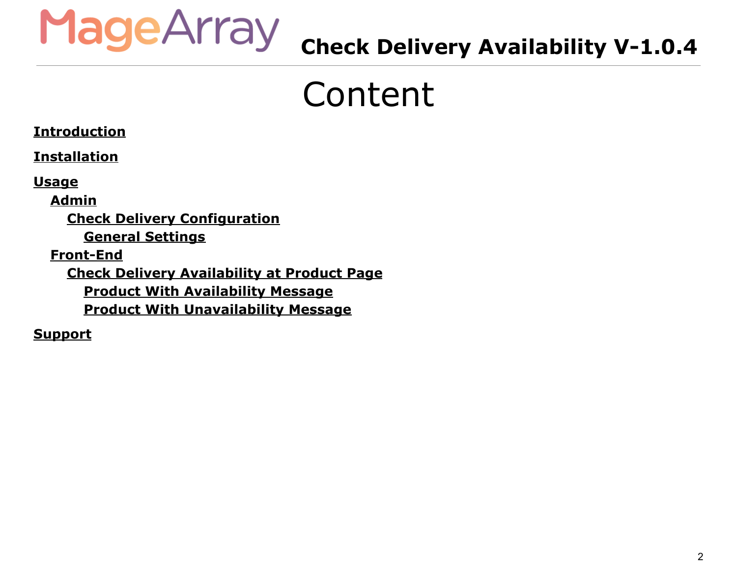# Content

**Introduction**

**Installation**

**Usage**

- **Admin**
  - **Check Delivery Configuration**
    - **General Settings**
- **Front-End**
  - **Check Delivery Availability at Product Page**
    - **Product With Availability Message**
    - **Product With Unavailability Message**

**Support**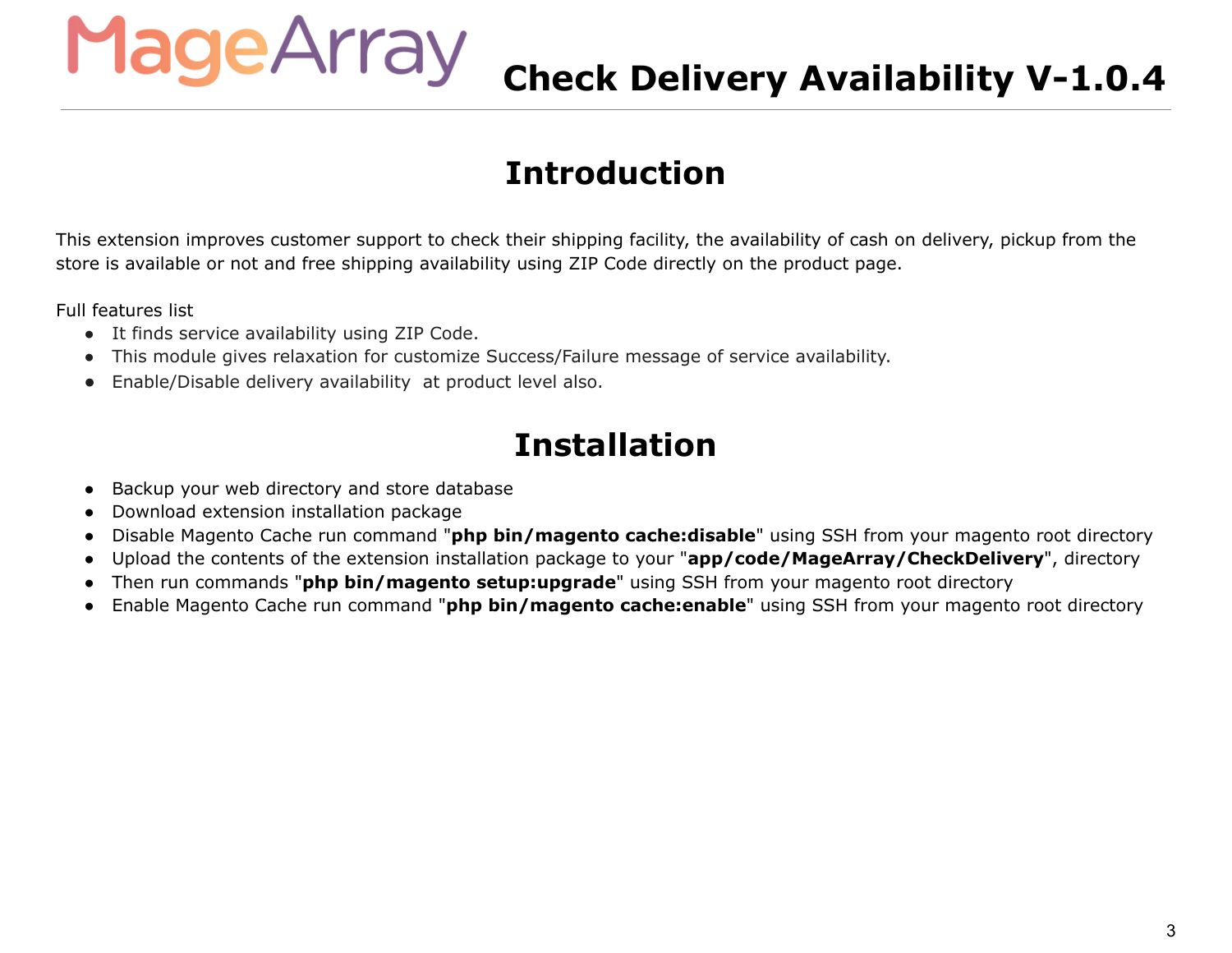# Check Delivery Availability V-1.0.4

## Introduction

This extension improves customer support to check their shipping facility, the availability of cash on delivery, pickup from the store is available or not and free shipping availability using ZIP Code directly on the product page.

Full features list

- It finds service availability using ZIP Code.
- This module gives relaxation for customize Success/Failure message of service availability.
- Enable/Disable delivery availability  at product level also.

## Installation

- Backup your web directory and store database
- Download extension installation package
- Disable Magento Cache run command "**php bin/magento cache:disable**" using SSH from your magento root directory
- Upload the contents of the extension installation package to your "**app/code/MageArray/CheckDelivery**", directory
- Then run commands "**php bin/magento setup:upgrade**" using SSH from your magento root directory
- Enable Magento Cache run command "**php bin/magento cache:enable**" using SSH from your magento root directory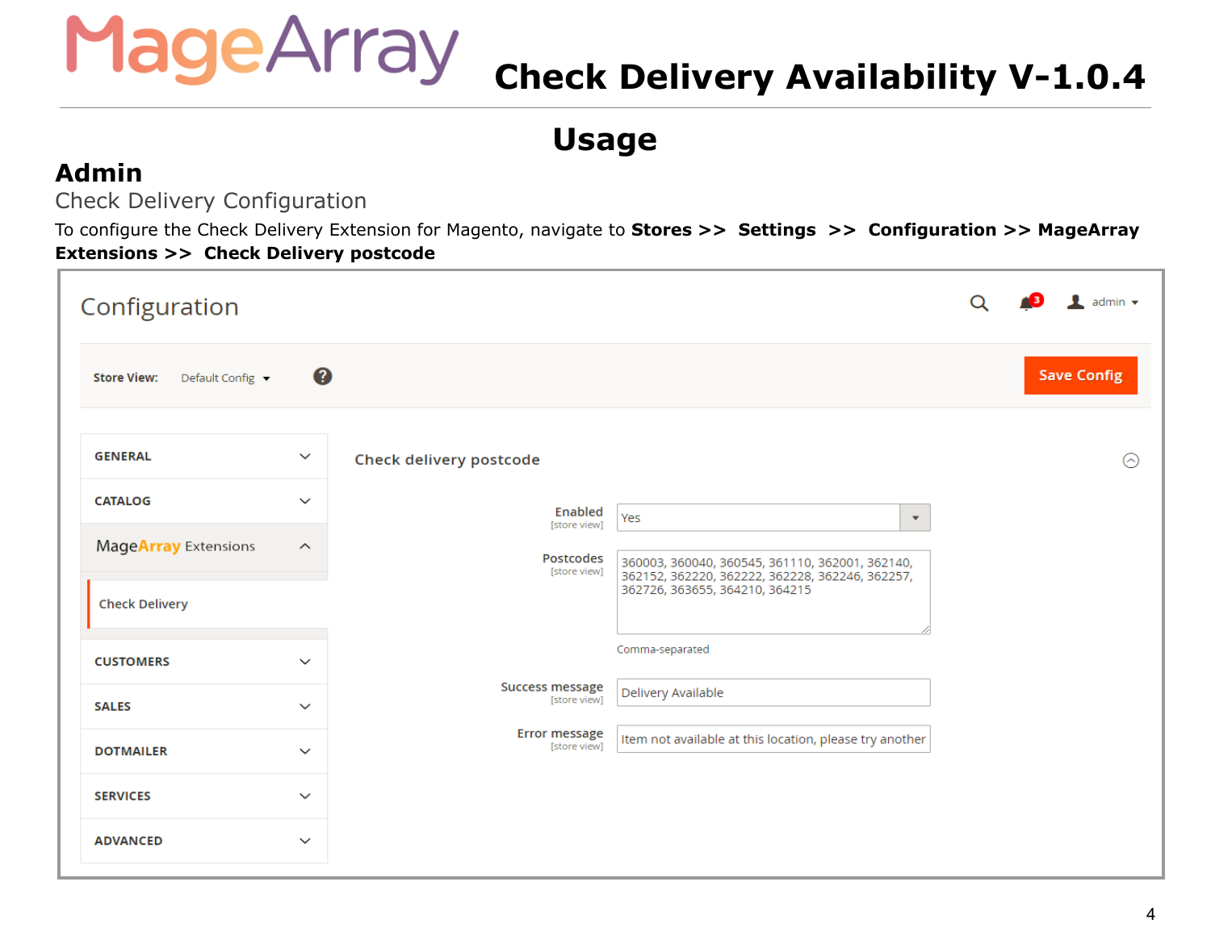# Usage

## Admin

### Check Delivery Configuration

To configure the Check Delivery Extension for Magento, navigate to **Stores >> Settings >> Configuration >> MageArray Extensions >> Check Delivery postcode**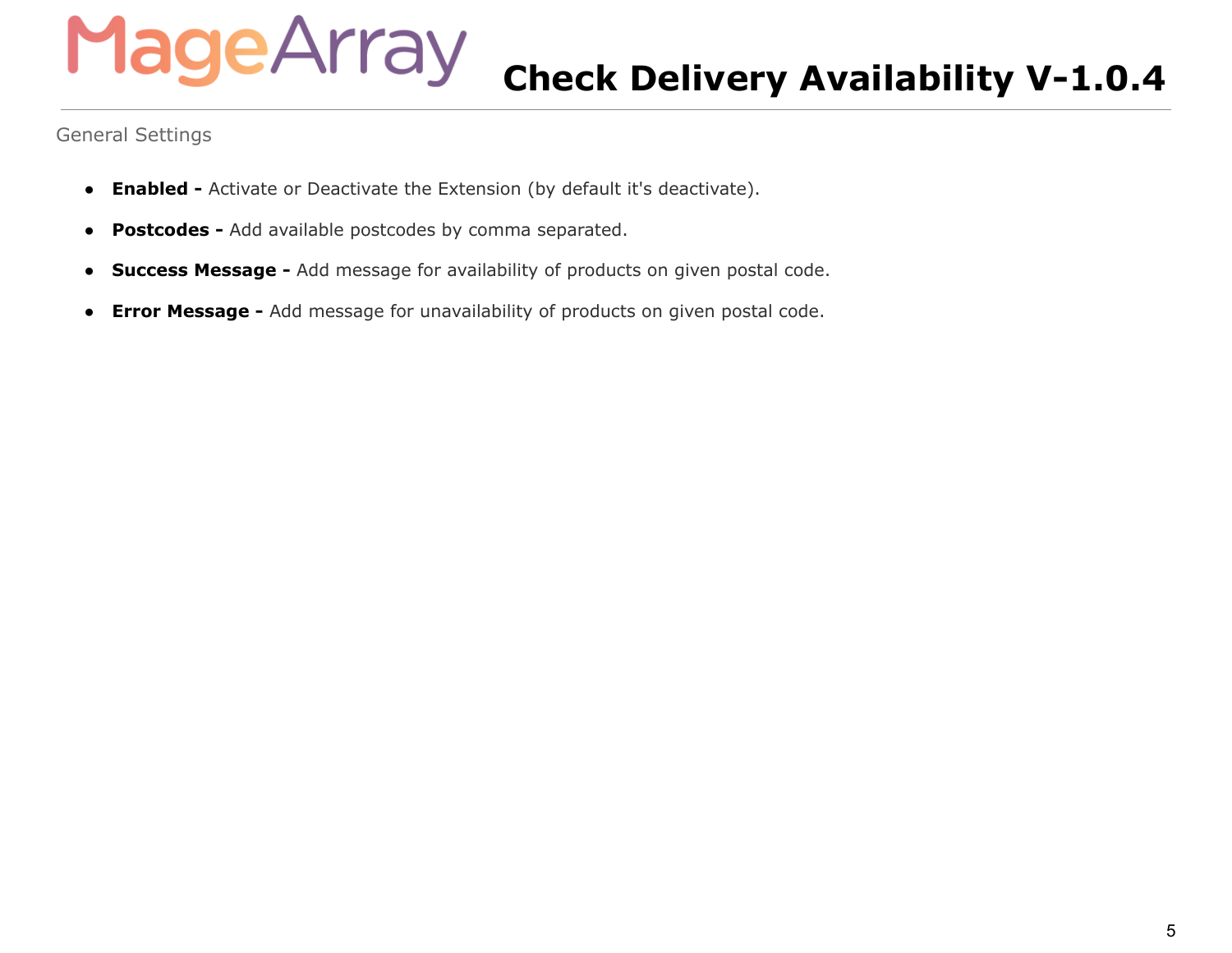General Settings

- **Enabled -** Activate or Deactivate the Extension (by default it's deactivate).
- **Postcodes -** Add available postcodes by comma separated.
- **Success Message -** Add message for availability of products on given postal code.
- **Error Message -** Add message for unavailability of products on given postal code.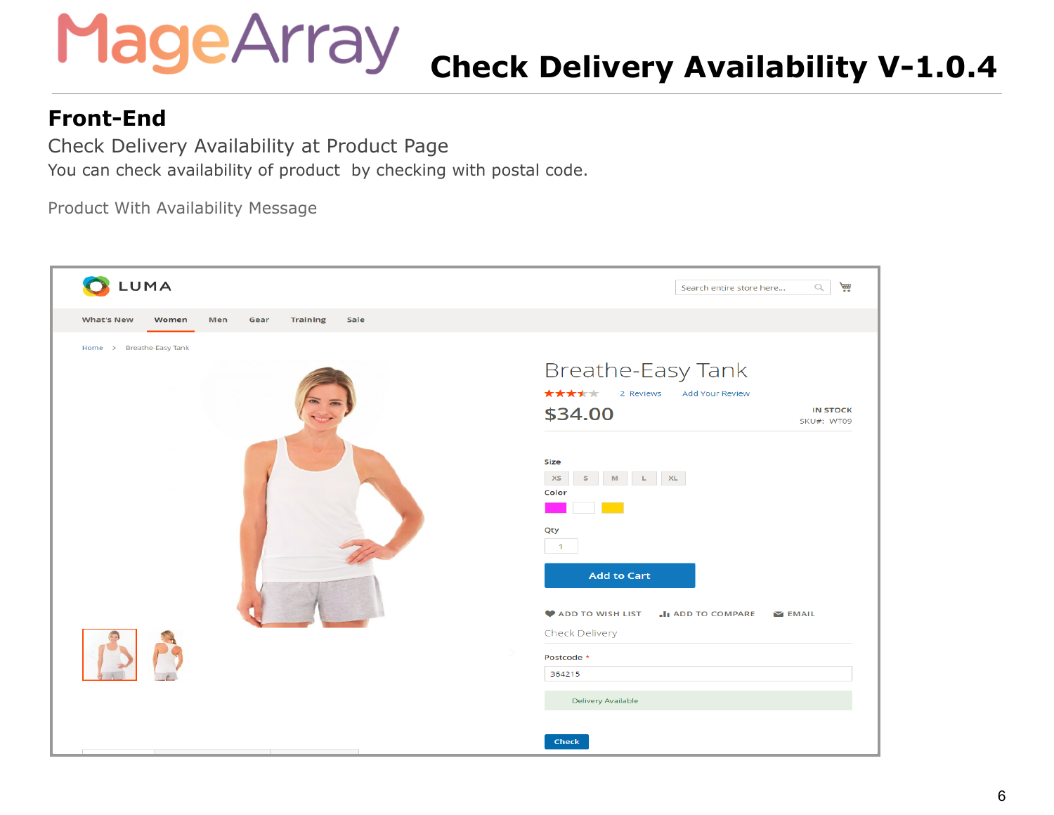# Check Delivery Availability V-1.0.4

## Front-End

Check Delivery Availability at Product Page

You can check availability of product  by checking with postal code.

Product With Availability Message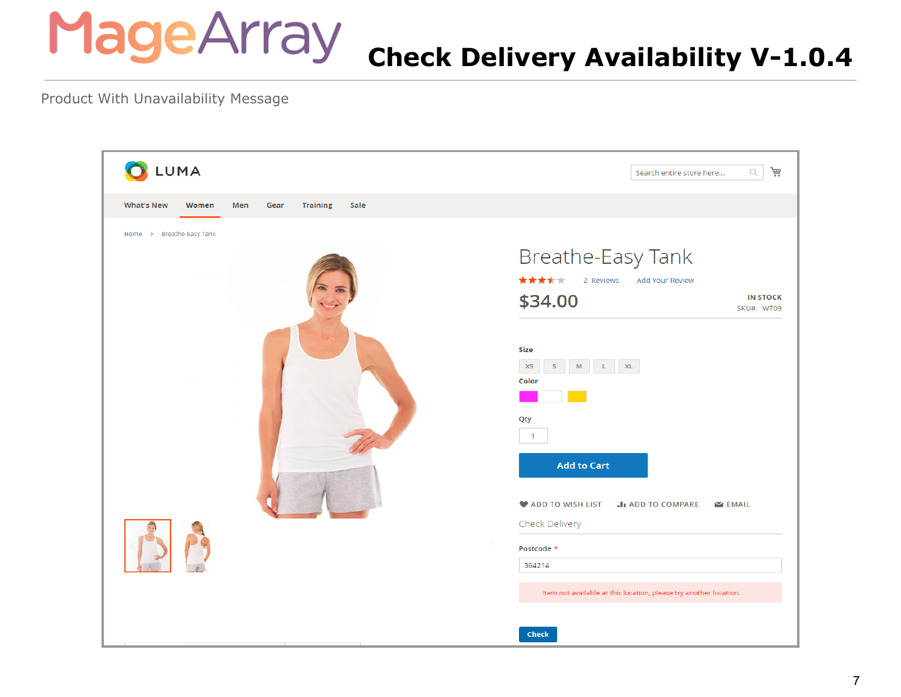Product With Unavailability Message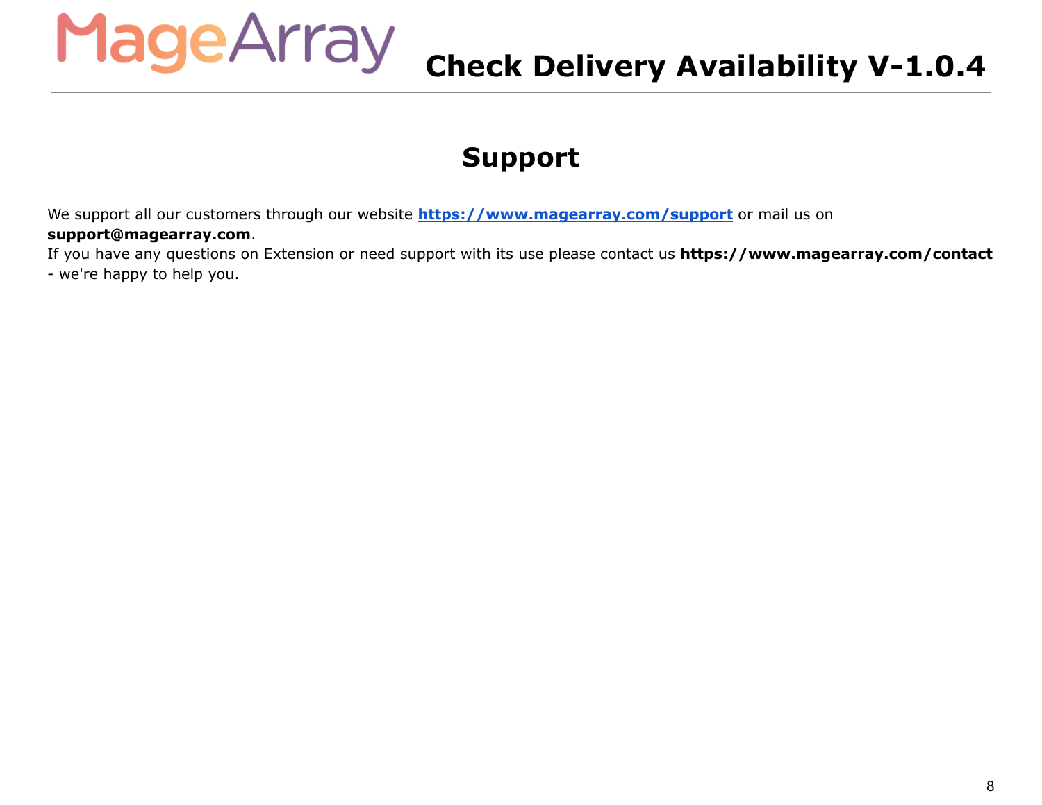# Support

We support all our customers through our website **[https://www.magearray.com/support](https://www.magearray.com/support)** or mail us on **support@magearray.com**.
If you have any questions on Extension or need support with its use please contact us **https://www.magearray.com/contact** - we're happy to help you.